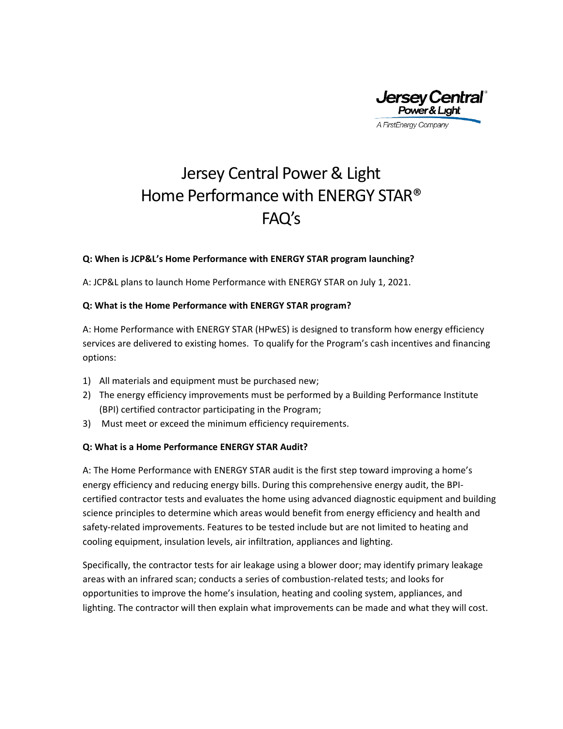# Jersey Central Power & Light Home Performance with ENERGY STAR® FAQ's

**Q: When is JCP&L's Home Performance with ENERGY STAR program launching?**

A: JCP&L plans to launch Home Performance with ENERGY STAR on July 1, 2021.

**Q: What is the Home Performance with ENERGY STAR program?**

A: Home Performance with ENERGY STAR (HPwES) is designed to transform how energy efficiency services are delivered to existing homes. To qualify for the Program's cash incentives and financing options:

1) All materials and equipment must be purchased new;
2) The energy efficiency improvements must be performed by a Building Performance Institute (BPI) certified contractor participating in the Program;
3) Must meet or exceed the minimum efficiency requirements.

**Q: What is a Home Performance ENERGY STAR Audit?**

A: The Home Performance with ENERGY STAR audit is the first step toward improving a home's energy efficiency and reducing energy bills. During this comprehensive energy audit, the BPI-certified contractor tests and evaluates the home using advanced diagnostic equipment and building science principles to determine which areas would benefit from energy efficiency and health and safety-related improvements. Features to be tested include but are not limited to heating and cooling equipment, insulation levels, air infiltration, appliances and lighting.

Specifically, the contractor tests for air leakage using a blower door; may identify primary leakage areas with an infrared scan; conducts a series of combustion-related tests; and looks for opportunities to improve the home's insulation, heating and cooling system, appliances, and lighting. The contractor will then explain what improvements can be made and what they will cost.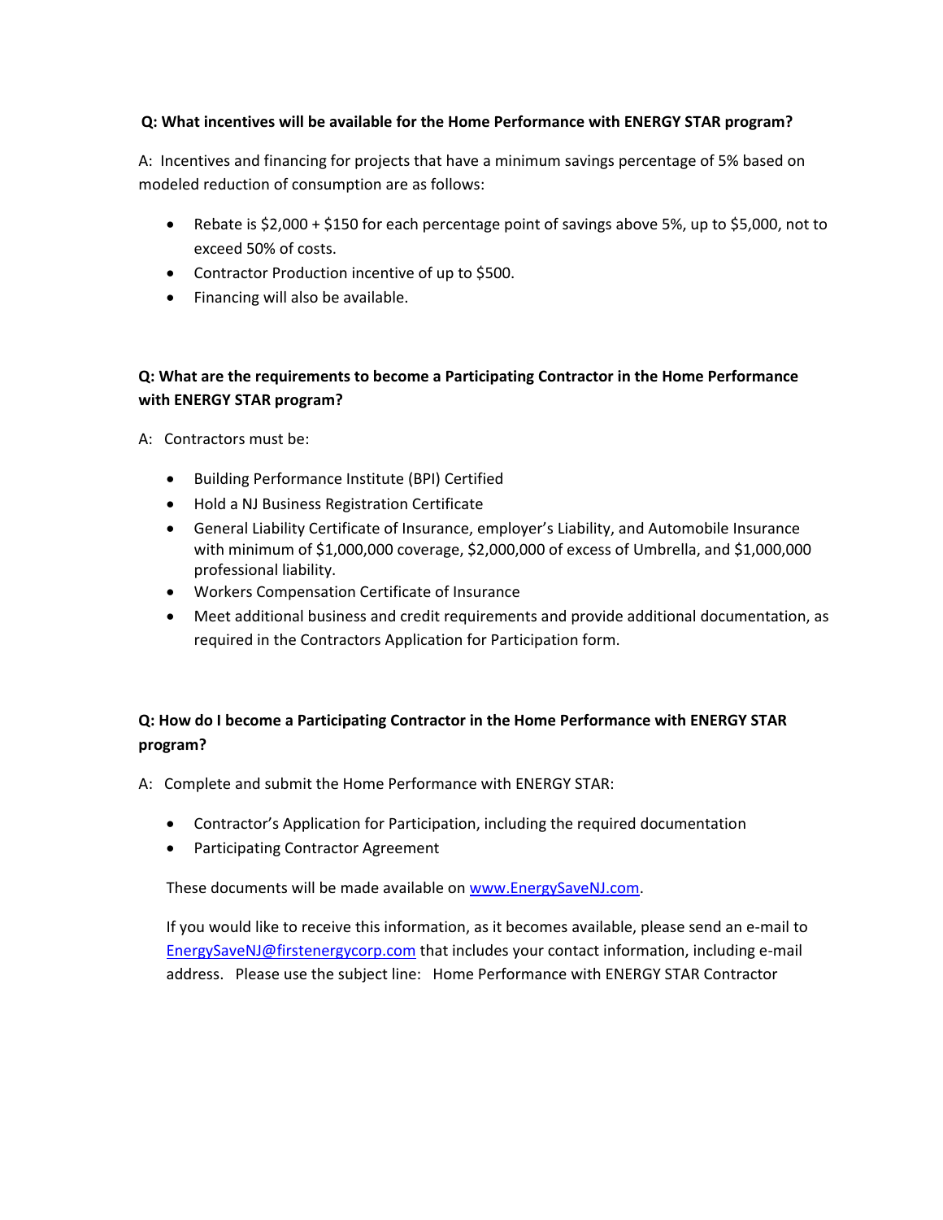**Q: What incentives will be available for the Home Performance with ENERGY STAR program?**

A: Incentives and financing for projects that have a minimum savings percentage of 5% based on modeled reduction of consumption are as follows:

- Rebate is $2,000 + $150 for each percentage point of savings above 5%, up to $5,000, not to exceed 50% of costs.
- Contractor Production incentive of up to $500.
- Financing will also be available.

**Q: What are the requirements to become a Participating Contractor in the Home Performance with ENERGY STAR program?**

A: Contractors must be:

- Building Performance Institute (BPI) Certified
- Hold a NJ Business Registration Certificate
- General Liability Certificate of Insurance, employer's Liability, and Automobile Insurance with minimum of $1,000,000 coverage, $2,000,000 of excess of Umbrella, and $1,000,000 professional liability.
- Workers Compensation Certificate of Insurance
- Meet additional business and credit requirements and provide additional documentation, as required in the Contractors Application for Participation form.

**Q: How do I become a Participating Contractor in the Home Performance with ENERGY STAR program?**

A: Complete and submit the Home Performance with ENERGY STAR:

- Contractor's Application for Participation, including the required documentation
- Participating Contractor Agreement

These documents will be made available on [www.EnergySaveNJ.com](http://www.EnergySaveNJ.com).

If you would like to receive this information, as it becomes available, please send an e-mail to [EnergySaveNJ@firstenergycorp.com](mailto:EnergySaveNJ@firstenergycorp.com) that includes your contact information, including e-mail address. Please use the subject line: Home Performance with ENERGY STAR Contractor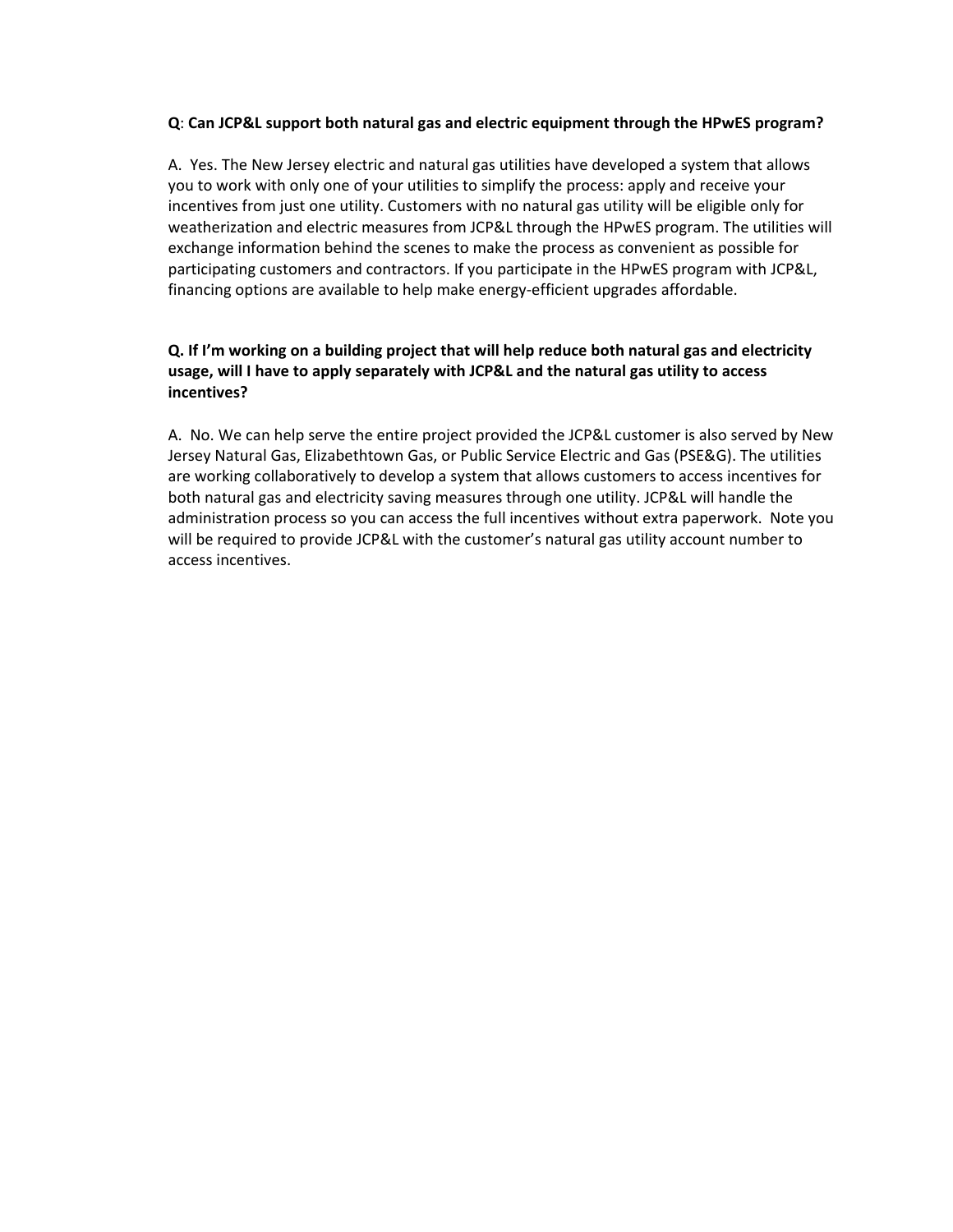**Q**: **Can JCP&L support both natural gas and electric equipment through the HPwES program?**

A. Yes. The New Jersey electric and natural gas utilities have developed a system that allows you to work with only one of your utilities to simplify the process: apply and receive your incentives from just one utility. Customers with no natural gas utility will be eligible only for weatherization and electric measures from JCP&L through the HPwES program. The utilities will exchange information behind the scenes to make the process as convenient as possible for participating customers and contractors. If you participate in the HPwES program with JCP&L, financing options are available to help make energy-efficient upgrades affordable.

**Q. If I'm working on a building project that will help reduce both natural gas and electricity usage, will I have to apply separately with JCP&L and the natural gas utility to access incentives?**

A. No. We can help serve the entire project provided the JCP&L customer is also served by New Jersey Natural Gas, Elizabethtown Gas, or Public Service Electric and Gas (PSE&G). The utilities are working collaboratively to develop a system that allows customers to access incentives for both natural gas and electricity saving measures through one utility. JCP&L will handle the administration process so you can access the full incentives without extra paperwork. Note you will be required to provide JCP&L with the customer's natural gas utility account number to access incentives.